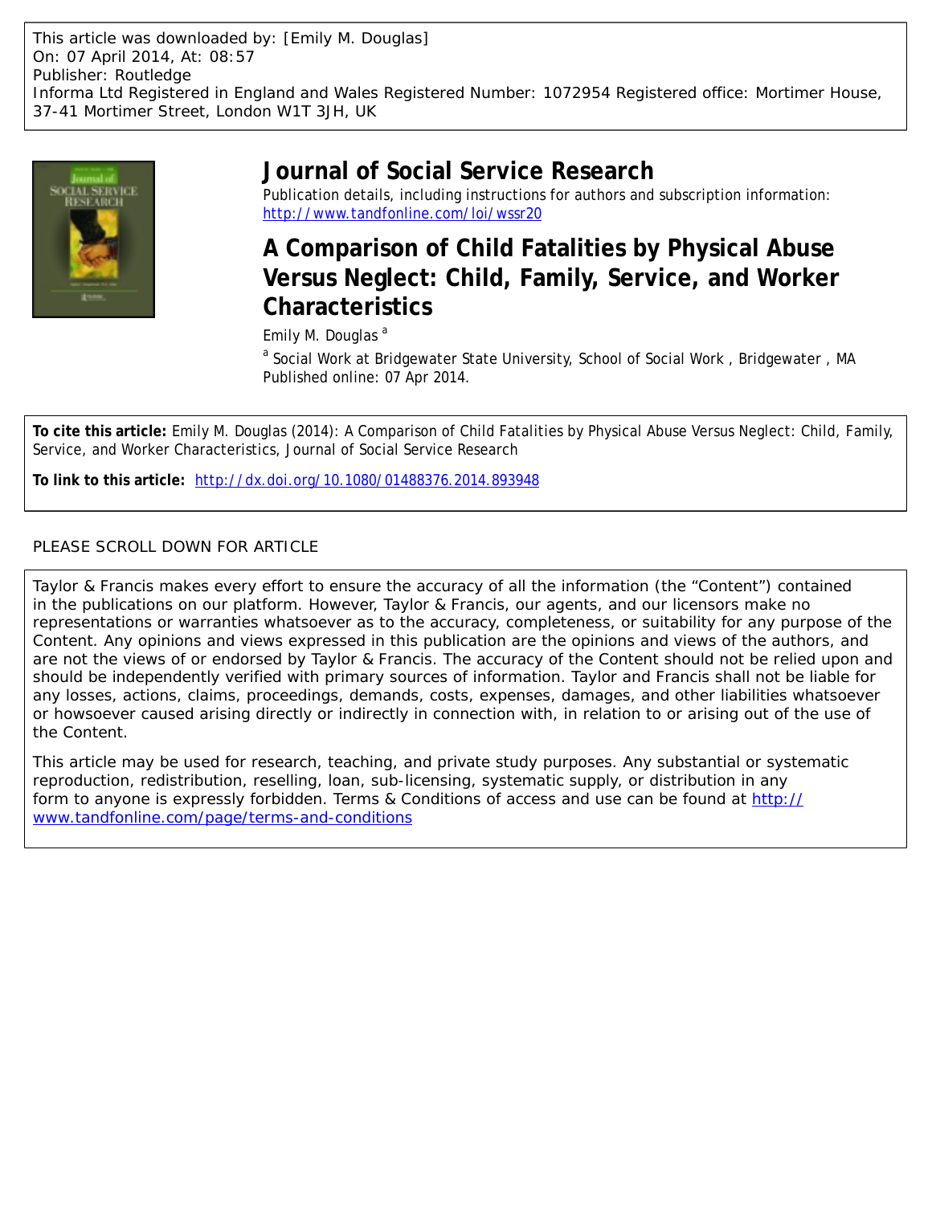This article was downloaded by: [Emily M. Douglas]
On: 07 April 2014, At: 08:57
Publisher: Routledge
Informa Ltd Registered in England and Wales Registered Number: 1072954 Registered office: Mortimer House, 37-41 Mortimer Street, London W1T 3JH, UK

# Journal of Social Service Research

Publication details, including instructions for authors and subscription information: http://www.tandfonline.com/loi/wssr20

## A Comparison of Child Fatalities by Physical Abuse Versus Neglect: Child, Family, Service, and Worker Characteristics

Emily M. Douglas [a]

[a] Social Work at Bridgewater State University, School of Social Work, Bridgewater, MA

Published online: 07 Apr 2014.

**To cite this article:** Emily M. Douglas (2014): A Comparison of Child Fatalities by Physical Abuse Versus Neglect: Child, Family, Service, and Worker Characteristics, Journal of Social Service Research

**To link to this article:** http://dx.doi.org/10.1080/01488376.2014.893948

PLEASE SCROLL DOWN FOR ARTICLE

Taylor & Francis makes every effort to ensure the accuracy of all the information (the "Content") contained in the publications on our platform. However, Taylor & Francis, our agents, and our licensors make no representations or warranties whatsoever as to the accuracy, completeness, or suitability for any purpose of the Content. Any opinions and views expressed in this publication are the opinions and views of the authors, and are not the views of or endorsed by Taylor & Francis. The accuracy of the Content should not be relied upon and should be independently verified with primary sources of information. Taylor and Francis shall not be liable for any losses, actions, claims, proceedings, demands, costs, expenses, damages, and other liabilities whatsoever or howsoever caused arising directly or indirectly in connection with, in relation to or arising out of the use of the Content.

This article may be used for research, teaching, and private study purposes. Any substantial or systematic reproduction, redistribution, reselling, loan, sub-licensing, systematic supply, or distribution in any form to anyone is expressly forbidden. Terms & Conditions of access and use can be found at http://www.tandfonline.com/page/terms-and-conditions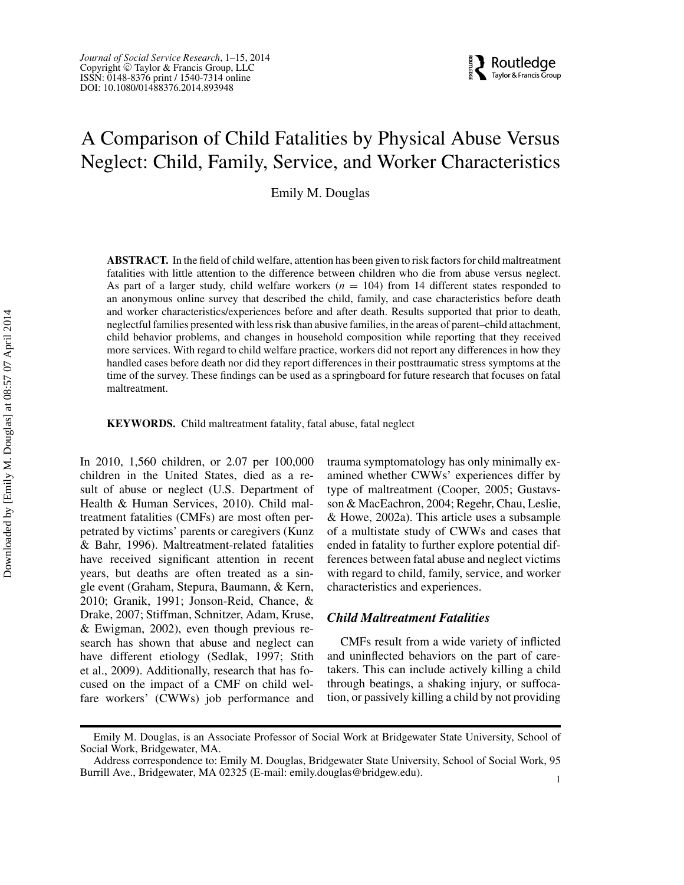# A Comparison of Child Fatalities by Physical Abuse Versus Neglect: Child, Family, Service, and Worker Characteristics

Emily M. Douglas

**ABSTRACT.** In the field of child welfare, attention has been given to risk factors for child maltreatment fatalities with little attention to the difference between children who die from abuse versus neglect. As part of a larger study, child welfare workers ($n = 104$) from 14 different states responded to an anonymous online survey that described the child, family, and case characteristics before death and worker characteristics/experiences before and after death. Results supported that prior to death, neglectful families presented with less risk than abusive families, in the areas of parent–child attachment, child behavior problems, and changes in household composition while reporting that they received more services. With regard to child welfare practice, workers did not report any differences in how they handled cases before death nor did they report differences in their posttraumatic stress symptoms at the time of the survey. These findings can be used as a springboard for future research that focuses on fatal maltreatment.

**KEYWORDS.** Child maltreatment fatality, fatal abuse, fatal neglect

In 2010, 1,560 children, or 2.07 per 100,000 children in the United States, died as a result of abuse or neglect (U.S. Department of Health & Human Services, 2010). Child maltreatment fatalities (CMFs) are most often perpetrated by victims' parents or caregivers (Kunz & Bahr, 1996). Maltreatment-related fatalities have received significant attention in recent years, but deaths are often treated as a single event (Graham, Stepura, Baumann, & Kern, 2010; Granik, 1991; Jonson-Reid, Chance, & Drake, 2007; Stiffman, Schnitzer, Adam, Kruse, & Ewigman, 2002), even though previous research has shown that abuse and neglect can have different etiology (Sedlak, 1997; Stith et al., 2009). Additionally, research that has focused on the impact of a CMF on child welfare workers' (CWWs) job performance and trauma symptomatology has only minimally examined whether CWWs' experiences differ by type of maltreatment (Cooper, 2005; Gustavsson & MacEachron, 2004; Regehr, Chau, Leslie, & Howe, 2002a). This article uses a subsample of a multistate study of CWWs and cases that ended in fatality to further explore potential differences between fatal abuse and neglect victims with regard to child, family, service, and worker characteristics and experiences.

### *Child Maltreatment Fatalities*

CMFs result from a wide variety of inflicted and uninflected behaviors on the part of caretakers. This can include actively killing a child through beatings, a shaking injury, or suffocation, or passively killing a child by not providing

Emily M. Douglas, is an Associate Professor of Social Work at Bridgewater State University, School of Social Work, Bridgewater, MA.

Address correspondence to: Emily M. Douglas, Bridgewater State University, School of Social Work, 95 Burrill Ave., Bridgewater, MA 02325 (E-mail: emily.douglas@bridgew.edu).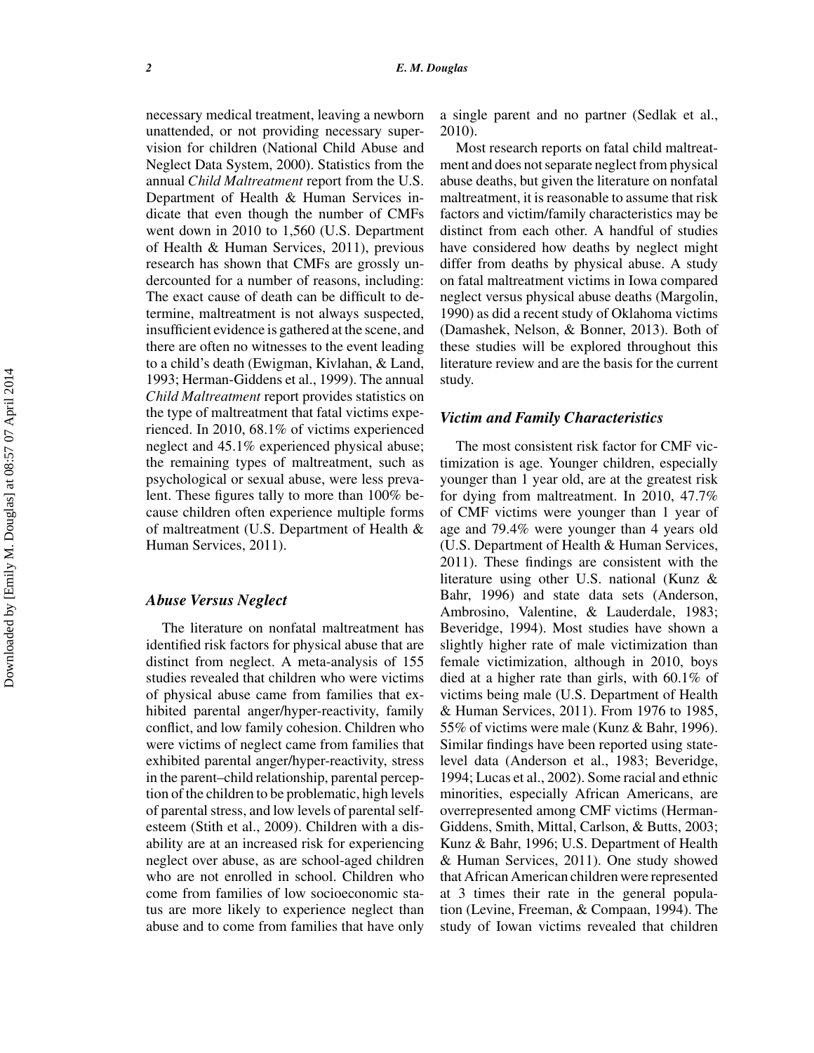necessary medical treatment, leaving a newborn unattended, or not providing necessary supervision for children (National Child Abuse and Neglect Data System, 2000). Statistics from the annual *Child Maltreatment* report from the U.S. Department of Health & Human Services indicate that even though the number of CMFs went down in 2010 to 1,560 (U.S. Department of Health & Human Services, 2011), previous research has shown that CMFs are grossly undercounted for a number of reasons, including: The exact cause of death can be difficult to determine, maltreatment is not always suspected, insufficient evidence is gathered at the scene, and there are often no witnesses to the event leading to a child's death (Ewigman, Kivlahan, & Land, 1993; Herman-Giddens et al., 1999). The annual *Child Maltreatment* report provides statistics on the type of maltreatment that fatal victims experienced. In 2010, 68.1% of victims experienced neglect and 45.1% experienced physical abuse; the remaining types of maltreatment, such as psychological or sexual abuse, were less prevalent. These figures tally to more than 100% because children often experience multiple forms of maltreatment (U.S. Department of Health & Human Services, 2011).

### *Abuse Versus Neglect*

The literature on nonfatal maltreatment has identified risk factors for physical abuse that are distinct from neglect. A meta-analysis of 155 studies revealed that children who were victims of physical abuse came from families that exhibited parental anger/hyper-reactivity, family conflict, and low family cohesion. Children who were victims of neglect came from families that exhibited parental anger/hyper-reactivity, stress in the parent–child relationship, parental perception of the children to be problematic, high levels of parental stress, and low levels of parental self-esteem (Stith et al., 2009). Children with a disability are at an increased risk for experiencing neglect over abuse, as are school-aged children who are not enrolled in school. Children who come from families of low socioeconomic status are more likely to experience neglect than abuse and to come from families that have only a single parent and no partner (Sedlak et al., 2010).

Most research reports on fatal child maltreatment and does not separate neglect from physical abuse deaths, but given the literature on nonfatal maltreatment, it is reasonable to assume that risk factors and victim/family characteristics may be distinct from each other. A handful of studies have considered how deaths by neglect might differ from deaths by physical abuse. A study on fatal maltreatment victims in Iowa compared neglect versus physical abuse deaths (Margolin, 1990) as did a recent study of Oklahoma victims (Damashek, Nelson, & Bonner, 2013). Both of these studies will be explored throughout this literature review and are the basis for the current study.

### *Victim and Family Characteristics*

The most consistent risk factor for CMF victimization is age. Younger children, especially younger than 1 year old, are at the greatest risk for dying from maltreatment. In 2010, 47.7% of CMF victims were younger than 1 year of age and 79.4% were younger than 4 years old (U.S. Department of Health & Human Services, 2011). These findings are consistent with the literature using other U.S. national (Kunz & Bahr, 1996) and state data sets (Anderson, Ambrosino, Valentine, & Lauderdale, 1983; Beveridge, 1994). Most studies have shown a slightly higher rate of male victimization than female victimization, although in 2010, boys died at a higher rate than girls, with 60.1% of victims being male (U.S. Department of Health & Human Services, 2011). From 1976 to 1985, 55% of victims were male (Kunz & Bahr, 1996). Similar findings have been reported using state-level data (Anderson et al., 1983; Beveridge, 1994; Lucas et al., 2002). Some racial and ethnic minorities, especially African Americans, are overrepresented among CMF victims (Herman-Giddens, Smith, Mittal, Carlson, & Butts, 2003; Kunz & Bahr, 1996; U.S. Department of Health & Human Services, 2011). One study showed that African American children were represented at 3 times their rate in the general population (Levine, Freeman, & Compaan, 1994). The study of Iowan victims revealed that children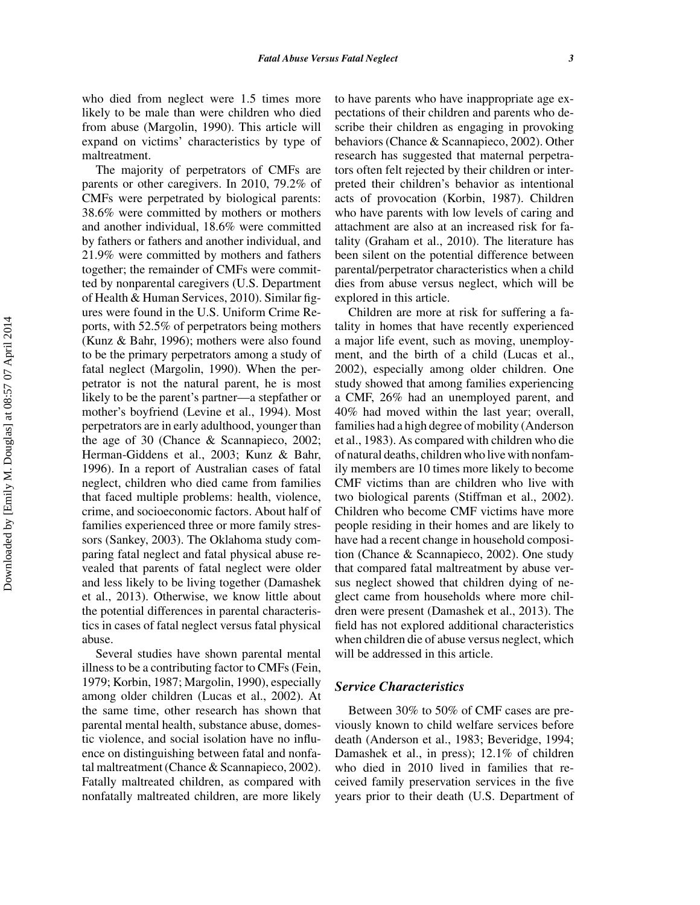who died from neglect were 1.5 times more likely to be male than were children who died from abuse (Margolin, 1990). This article will expand on victims' characteristics by type of maltreatment.

The majority of perpetrators of CMFs are parents or other caregivers. In 2010, 79.2% of CMFs were perpetrated by biological parents: 38.6% were committed by mothers or mothers and another individual, 18.6% were committed by fathers or fathers and another individual, and 21.9% were committed by mothers and fathers together; the remainder of CMFs were committed by nonparental caregivers (U.S. Department of Health & Human Services, 2010). Similar figures were found in the U.S. Uniform Crime Reports, with 52.5% of perpetrators being mothers (Kunz & Bahr, 1996); mothers were also found to be the primary perpetrators among a study of fatal neglect (Margolin, 1990). When the perpetrator is not the natural parent, he is most likely to be the parent's partner—a stepfather or mother's boyfriend (Levine et al., 1994). Most perpetrators are in early adulthood, younger than the age of 30 (Chance & Scannapieco, 2002; Herman-Giddens et al., 2003; Kunz & Bahr, 1996). In a report of Australian cases of fatal neglect, children who died came from families that faced multiple problems: health, violence, crime, and socioeconomic factors. About half of families experienced three or more family stressors (Sankey, 2003). The Oklahoma study comparing fatal neglect and fatal physical abuse revealed that parents of fatal neglect were older and less likely to be living together (Damashek et al., 2013). Otherwise, we know little about the potential differences in parental characteristics in cases of fatal neglect versus fatal physical abuse.

Several studies have shown parental mental illness to be a contributing factor to CMFs (Fein, 1979; Korbin, 1987; Margolin, 1990), especially among older children (Lucas et al., 2002). At the same time, other research has shown that parental mental health, substance abuse, domestic violence, and social isolation have no influence on distinguishing between fatal and nonfatal maltreatment (Chance & Scannapieco, 2002). Fatally maltreated children, as compared with nonfatally maltreated children, are more likely to have parents who have inappropriate age expectations of their children and parents who describe their children as engaging in provoking behaviors (Chance & Scannapieco, 2002). Other research has suggested that maternal perpetrators often felt rejected by their children or interpreted their children's behavior as intentional acts of provocation (Korbin, 1987). Children who have parents with low levels of caring and attachment are also at an increased risk for fatality (Graham et al., 2010). The literature has been silent on the potential difference between parental/perpetrator characteristics when a child dies from abuse versus neglect, which will be explored in this article.

Children are more at risk for suffering a fatality in homes that have recently experienced a major life event, such as moving, unemployment, and the birth of a child (Lucas et al., 2002), especially among older children. One study showed that among families experiencing a CMF, 26% had an unemployed parent, and 40% had moved within the last year; overall, families had a high degree of mobility (Anderson et al., 1983). As compared with children who die of natural deaths, children who live with nonfamily members are 10 times more likely to become CMF victims than are children who live with two biological parents (Stiffman et al., 2002). Children who become CMF victims have more people residing in their homes and are likely to have had a recent change in household composition (Chance & Scannapieco, 2002). One study that compared fatal maltreatment by abuse versus neglect showed that children dying of neglect came from households where more children were present (Damashek et al., 2013). The field has not explored additional characteristics when children die of abuse versus neglect, which will be addressed in this article.

### *Service Characteristics*

Between 30% to 50% of CMF cases are previously known to child welfare services before death (Anderson et al., 1983; Beveridge, 1994; Damashek et al., in press); 12.1% of children who died in 2010 lived in families that received family preservation services in the five years prior to their death (U.S. Department of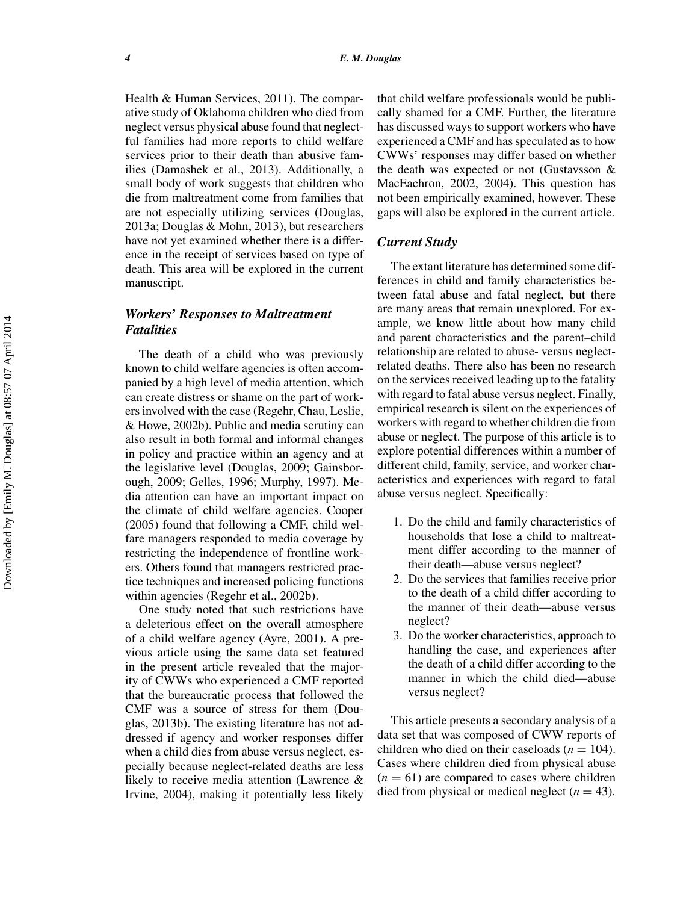Health & Human Services, 2011). The comparative study of Oklahoma children who died from neglect versus physical abuse found that neglectful families had more reports to child welfare services prior to their death than abusive families (Damashek et al., 2013). Additionally, a small body of work suggests that children who die from maltreatment come from families that are not especially utilizing services (Douglas, 2013a; Douglas & Mohn, 2013), but researchers have not yet examined whether there is a difference in the receipt of services based on type of death. This area will be explored in the current manuscript.

### *Workers' Responses to Maltreatment Fatalities*

The death of a child who was previously known to child welfare agencies is often accompanied by a high level of media attention, which can create distress or shame on the part of workers involved with the case (Regehr, Chau, Leslie, & Howe, 2002b). Public and media scrutiny can also result in both formal and informal changes in policy and practice within an agency and at the legislative level (Douglas, 2009; Gainsborough, 2009; Gelles, 1996; Murphy, 1997). Media attention can have an important impact on the climate of child welfare agencies. Cooper (2005) found that following a CMF, child welfare managers responded to media coverage by restricting the independence of frontline workers. Others found that managers restricted practice techniques and increased policing functions within agencies (Regehr et al., 2002b).

One study noted that such restrictions have a deleterious effect on the overall atmosphere of a child welfare agency (Ayre, 2001). A previous article using the same data set featured in the present article revealed that the majority of CWWs who experienced a CMF reported that the bureaucratic process that followed the CMF was a source of stress for them (Douglas, 2013b). The existing literature has not addressed if agency and worker responses differ when a child dies from abuse versus neglect, especially because neglect-related deaths are less likely to receive media attention (Lawrence & Irvine, 2004), making it potentially less likely that child welfare professionals would be publically shamed for a CMF. Further, the literature has discussed ways to support workers who have experienced a CMF and has speculated as to how CWWs' responses may differ based on whether the death was expected or not (Gustavsson & MacEachron, 2002, 2004). This question has not been empirically examined, however. These gaps will also be explored in the current article.

### *Current Study*

The extant literature has determined some differences in child and family characteristics between fatal abuse and fatal neglect, but there are many areas that remain unexplored. For example, we know little about how many child and parent characteristics and the parent–child relationship are related to abuse- versus neglect-related deaths. There also has been no research on the services received leading up to the fatality with regard to fatal abuse versus neglect. Finally, empirical research is silent on the experiences of workers with regard to whether children die from abuse or neglect. The purpose of this article is to explore potential differences within a number of different child, family, service, and worker characteristics and experiences with regard to fatal abuse versus neglect. Specifically:

1. Do the child and family characteristics of households that lose a child to maltreatment differ according to the manner of their death—abuse versus neglect?
2. Do the services that families receive prior to the death of a child differ according to the manner of their death—abuse versus neglect?
3. Do the worker characteristics, approach to handling the case, and experiences after the death of a child differ according to the manner in which the child died—abuse versus neglect?

This article presents a secondary analysis of a data set that was composed of CWW reports of children who died on their caseloads ($n = 104$). Cases where children died from physical abuse ($n = 61$) are compared to cases where children died from physical or medical neglect ($n = 43$).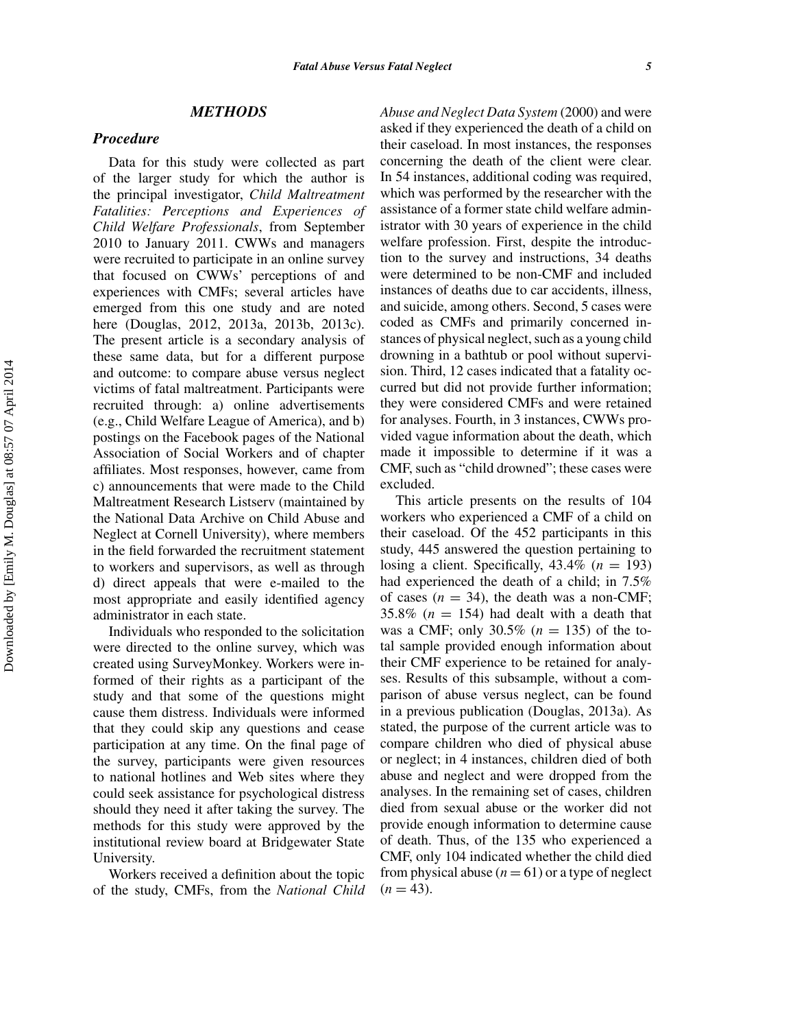## METHODS

### Procedure

Data for this study were collected as part of the larger study for which the author is the principal investigator, *Child Maltreatment Fatalities: Perceptions and Experiences of Child Welfare Professionals*, from September 2010 to January 2011. CWWs and managers were recruited to participate in an online survey that focused on CWWs' perceptions of and experiences with CMFs; several articles have emerged from this one study and are noted here (Douglas, 2012, 2013a, 2013b, 2013c). The present article is a secondary analysis of these same data, but for a different purpose and outcome: to compare abuse versus neglect victims of fatal maltreatment. Participants were recruited through: a) online advertisements (e.g., Child Welfare League of America), and b) postings on the Facebook pages of the National Association of Social Workers and of chapter affiliates. Most responses, however, came from c) announcements that were made to the Child Maltreatment Research Listserv (maintained by the National Data Archive on Child Abuse and Neglect at Cornell University), where members in the field forwarded the recruitment statement to workers and supervisors, as well as through d) direct appeals that were e-mailed to the most appropriate and easily identified agency administrator in each state.

Individuals who responded to the solicitation were directed to the online survey, which was created using SurveyMonkey. Workers were informed of their rights as a participant of the study and that some of the questions might cause them distress. Individuals were informed that they could skip any questions and cease participation at any time. On the final page of the survey, participants were given resources to national hotlines and Web sites where they could seek assistance for psychological distress should they need it after taking the survey. The methods for this study were approved by the institutional review board at Bridgewater State University.

Workers received a definition about the topic of the study, CMFs, from the *National Child Abuse and Neglect Data System* (2000) and were asked if they experienced the death of a child on their caseload. In most instances, the responses concerning the death of the client were clear. In 54 instances, additional coding was required, which was performed by the researcher with the assistance of a former state child welfare administrator with 30 years of experience in the child welfare profession. First, despite the introduction to the survey and instructions, 34 deaths were determined to be non-CMF and included instances of deaths due to car accidents, illness, and suicide, among others. Second, 5 cases were coded as CMFs and primarily concerned instances of physical neglect, such as a young child drowning in a bathtub or pool without supervision. Third, 12 cases indicated that a fatality occurred but did not provide further information; they were considered CMFs and were retained for analyses. Fourth, in 3 instances, CWWs provided vague information about the death, which made it impossible to determine if it was a CMF, such as "child drowned"; these cases were excluded.

This article presents on the results of 104 workers who experienced a CMF of a child on their caseload. Of the 452 participants in this study, 445 answered the question pertaining to losing a client. Specifically, 43.4% ($n = 193$) had experienced the death of a child; in 7.5% of cases ($n = 34$), the death was a non-CMF; 35.8% ($n = 154$) had dealt with a death that was a CMF; only 30.5% ($n = 135$) of the total sample provided enough information about their CMF experience to be retained for analyses. Results of this subsample, without a comparison of abuse versus neglect, can be found in a previous publication (Douglas, 2013a). As stated, the purpose of the current article was to compare children who died of physical abuse or neglect; in 4 instances, children died of both abuse and neglect and were dropped from the analyses. In the remaining set of cases, children died from sexual abuse or the worker did not provide enough information to determine cause of death. Thus, of the 135 who experienced a CMF, only 104 indicated whether the child died from physical abuse ($n = 61$) or a type of neglect ($n = 43$).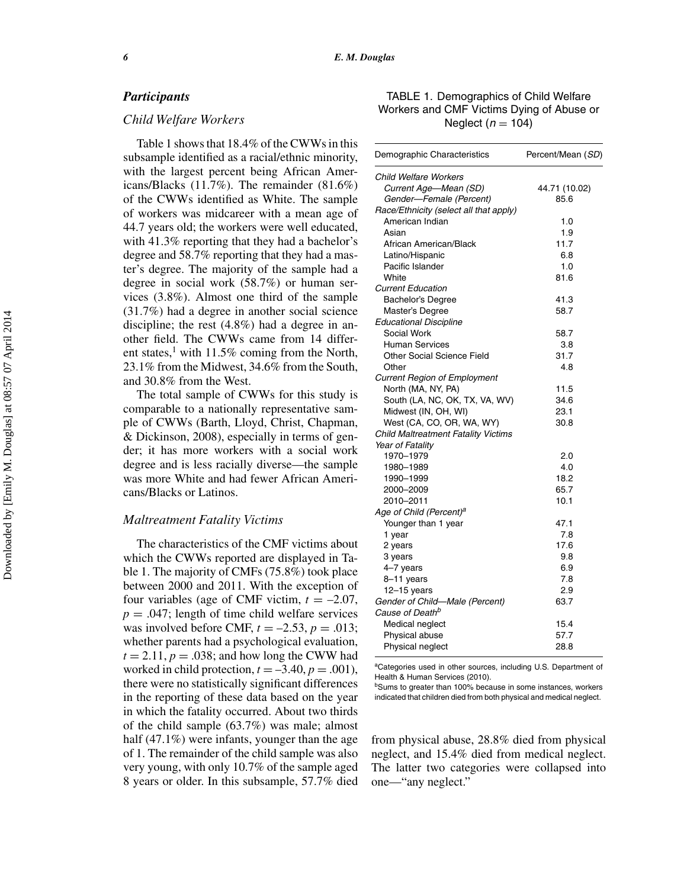### *Participants*

#### *Child Welfare Workers*

Table 1 shows that 18.4% of the CWWs in this subsample identified as a racial/ethnic minority, with the largest percent being African Americans/Blacks (11.7%). The remainder (81.6%) of the CWWs identified as White. The sample of workers was midcareer with a mean age of 44.7 years old; the workers were well educated, with 41.3% reporting that they had a bachelor's degree and 58.7% reporting that they had a master's degree. The majority of the sample had a degree in social work (58.7%) or human services (3.8%). Almost one third of the sample (31.7%) had a degree in another social science discipline; the rest (4.8%) had a degree in another field. The CWWs came from 14 different states,[1] with 11.5% coming from the North, 23.1% from the Midwest, 34.6% from the South, and 30.8% from the West.

The total sample of CWWs for this study is comparable to a nationally representative sample of CWWs (Barth, Lloyd, Christ, Chapman, & Dickinson, 2008), especially in terms of gender; it has more workers with a social work degree and is less racially diverse—the sample was more White and had fewer African Americans/Blacks or Latinos.

#### *Maltreatment Fatality Victims*

The characteristics of the CMF victims about which the CWWs reported are displayed in Table 1. The majority of CMFs (75.8%) took place between 2000 and 2011. With the exception of four variables (age of CMF victim, $t = -2.07$, $p = .047$; length of time child welfare services was involved before CMF, $t = -2.53$, $p = .013$; whether parents had a psychological evaluation, $t = 2.11$, $p = .038$; and how long the CWW had worked in child protection, $t = -3.40$, $p = .001$), there were no statistically significant differences in the reporting of these data based on the year in which the fatality occurred. About two thirds of the child sample (63.7%) was male; almost half (47.1%) were infants, younger than the age of 1. The remainder of the child sample was also very young, with only 10.7% of the sample aged 8 years or older. In this subsample, 57.7% died from physical abuse, 28.8% died from physical neglect, and 15.4% died from medical neglect. The latter two categories were collapsed into one—"any neglect."

TABLE 1. Demographics of Child Welfare Workers and CMF Victims Dying of Abuse or Neglect ($n = 104$)

| Demographic Characteristics | Percent/Mean (*SD*) |
|---|---|
| *Child Welfare Workers* | |
| *Current Age—Mean (SD)* | 44.71 (10.02) |
| *Gender—Female (Percent)* | 85.6 |
| *Race/Ethnicity (select all that apply)* | |
| American Indian | 1.0 |
| Asian | 1.9 |
| African American/Black | 11.7 |
| Latino/Hispanic | 6.8 |
| Pacific Islander | 1.0 |
| White | 81.6 |
| *Current Education* | |
| Bachelor's Degree | 41.3 |
| Master's Degree | 58.7 |
| *Educational Discipline* | |
| Social Work | 58.7 |
| Human Services | 3.8 |
| Other Social Science Field | 31.7 |
| Other | 4.8 |
| *Current Region of Employment* | |
| North (MA, NY, PA) | 11.5 |
| South (LA, NC, OK, TX, VA, WV) | 34.6 |
| Midwest (IN, OH, WI) | 23.1 |
| West (CA, CO, OR, WA, WY) | 30.8 |
| *Child Maltreatment Fatality Victims* | |
| *Year of Fatality* | |
| 1970–1979 | 2.0 |
| 1980–1989 | 4.0 |
| 1990–1999 | 18.2 |
| 2000–2009 | 65.7 |
| 2010–2011 | 10.1 |
| *Age of Child (Percent)*[a] | |
| Younger than 1 year | 47.1 |
| 1 year | 7.8 |
| 2 years | 17.6 |
| 3 years | 9.8 |
| 4–7 years | 6.9 |
| 8–11 years | 7.8 |
| 12–15 years | 2.9 |
| *Gender of Child—Male (Percent)* | 63.7 |
| *Cause of Death*[b] | |
| Medical neglect | 15.4 |
| Physical abuse | 57.7 |
| Physical neglect | 28.8 |

[a]Categories used in other sources, including U.S. Department of Health & Human Services (2010).

[b]Sums to greater than 100% because in some instances, workers indicated that children died from both physical and medical neglect.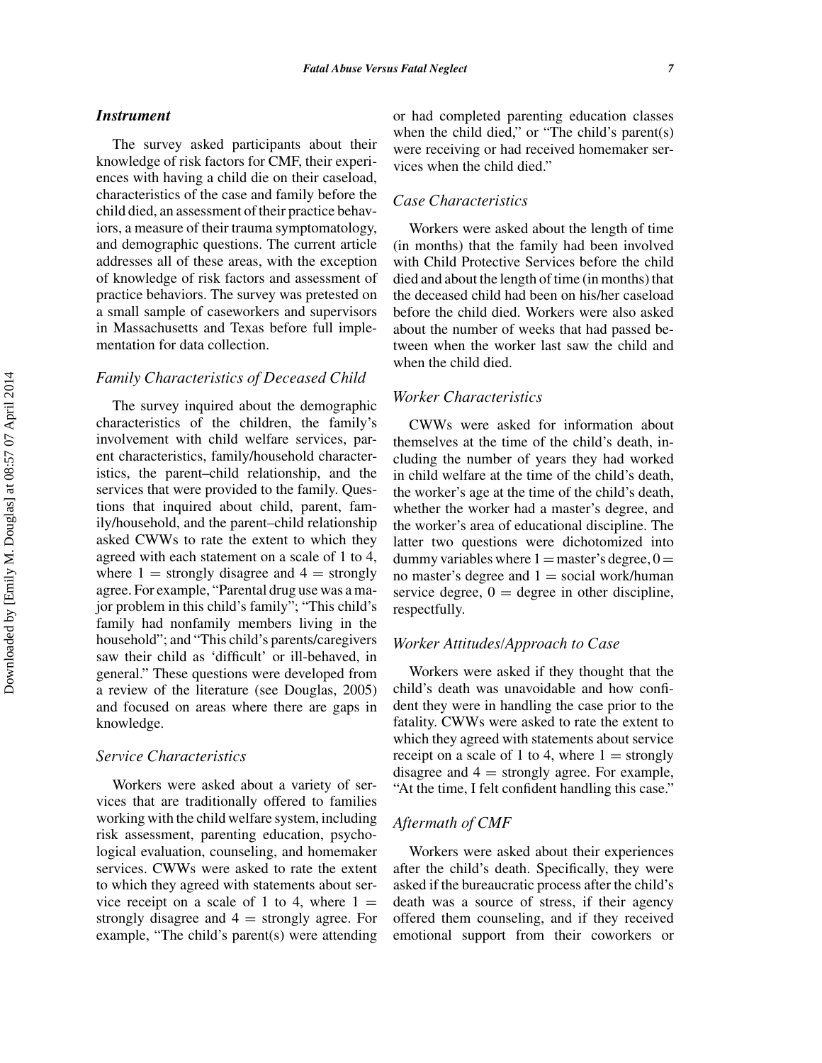### *Instrument*

The survey asked participants about their knowledge of risk factors for CMF, their experiences with having a child die on their caseload, characteristics of the case and family before the child died, an assessment of their practice behaviors, a measure of their trauma symptomatology, and demographic questions. The current article addresses all of these areas, with the exception of knowledge of risk factors and assessment of practice behaviors. The survey was pretested on a small sample of caseworkers and supervisors in Massachusetts and Texas before full implementation for data collection.

#### *Family Characteristics of Deceased Child*

The survey inquired about the demographic characteristics of the children, the family's involvement with child welfare services, parent characteristics, family/household characteristics, the parent–child relationship, and the services that were provided to the family. Questions that inquired about child, parent, family/household, and the parent–child relationship asked CWWs to rate the extent to which they agreed with each statement on a scale of 1 to 4, where 1 = strongly disagree and 4 = strongly agree. For example, "Parental drug use was a major problem in this child's family"; "This child's family had nonfamily members living in the household"; and "This child's parents/caregivers saw their child as 'difficult' or ill-behaved, in general." These questions were developed from a review of the literature (see Douglas, 2005) and focused on areas where there are gaps in knowledge.

#### *Service Characteristics*

Workers were asked about a variety of services that are traditionally offered to families working with the child welfare system, including risk assessment, parenting education, psychological evaluation, counseling, and homemaker services. CWWs were asked to rate the extent to which they agreed with statements about service receipt on a scale of 1 to 4, where 1 = strongly disagree and 4 = strongly agree. For example, "The child's parent(s) were attending or had completed parenting education classes when the child died," or "The child's parent(s) were receiving or had received homemaker services when the child died."

#### *Case Characteristics*

Workers were asked about the length of time (in months) that the family had been involved with Child Protective Services before the child died and about the length of time (in months) that the deceased child had been on his/her caseload before the child died. Workers were also asked about the number of weeks that had passed between when the worker last saw the child and when the child died.

#### *Worker Characteristics*

CWWs were asked for information about themselves at the time of the child's death, including the number of years they had worked in child welfare at the time of the child's death, the worker's age at the time of the child's death, whether the worker had a master's degree, and the worker's area of educational discipline. The latter two questions were dichotomized into dummy variables where 1 = master's degree, 0 = no master's degree and 1 = social work/human service degree, 0 = degree in other discipline, respectfully.

#### *Worker Attitudes/Approach to Case*

Workers were asked if they thought that the child's death was unavoidable and how confident they were in handling the case prior to the fatality. CWWs were asked to rate the extent to which they agreed with statements about service receipt on a scale of 1 to 4, where 1 = strongly disagree and 4 = strongly agree. For example, "At the time, I felt confident handling this case."

#### *Aftermath of CMF*

Workers were asked about their experiences after the child's death. Specifically, they were asked if the bureaucratic process after the child's death was a source of stress, if their agency offered them counseling, and if they received emotional support from their coworkers or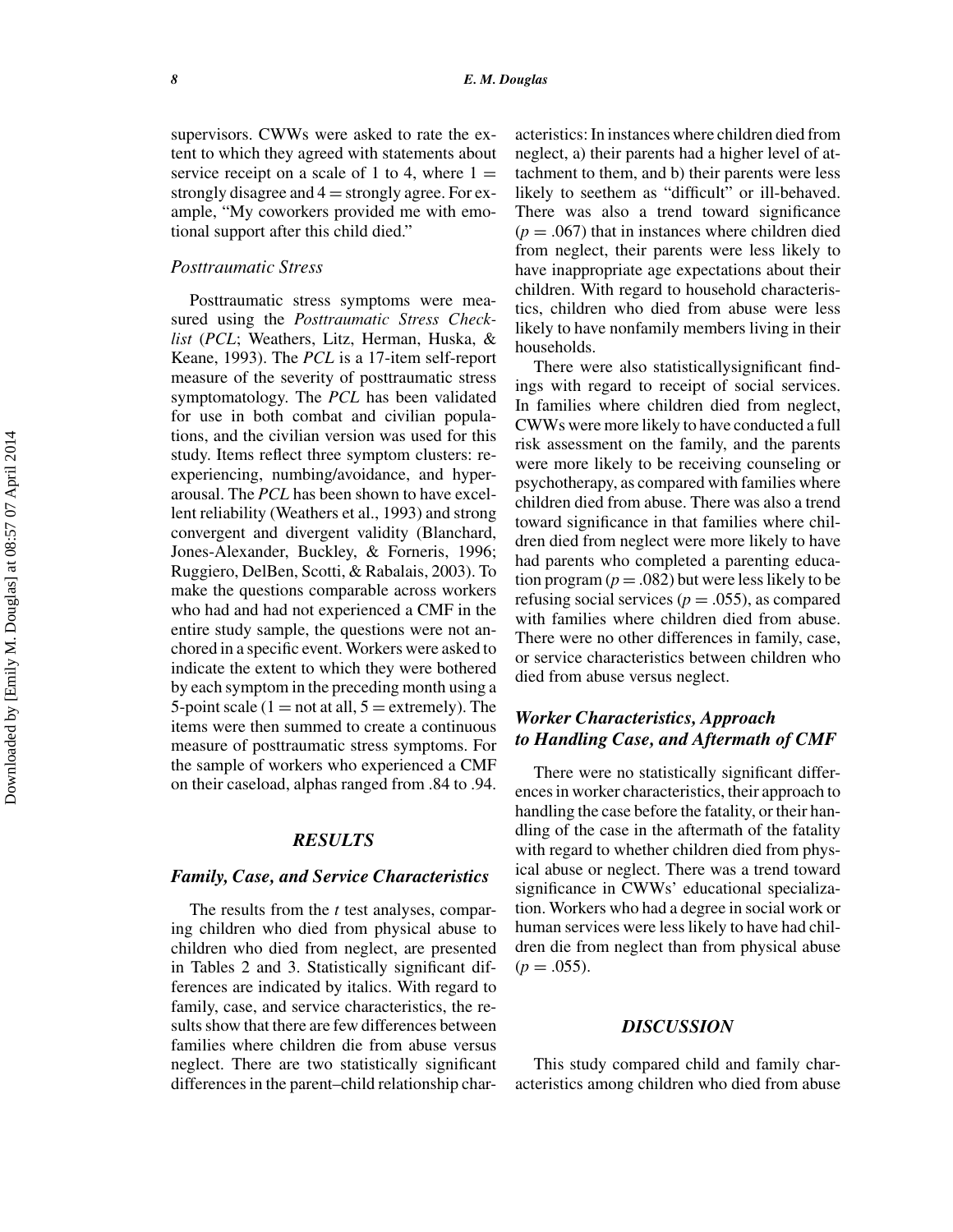supervisors. CWWs were asked to rate the extent to which they agreed with statements about service receipt on a scale of 1 to 4, where 1 = strongly disagree and 4 = strongly agree. For example, "My coworkers provided me with emotional support after this child died."

### *Posttraumatic Stress*

Posttraumatic stress symptoms were measured using the *Posttraumatic Stress Checklist* (*PCL*; Weathers, Litz, Herman, Huska, & Keane, 1993). The *PCL* is a 17-item self-report measure of the severity of posttraumatic stress symptomatology. The *PCL* has been validated for use in both combat and civilian populations, and the civilian version was used for this study. Items reflect three symptom clusters: reexperiencing, numbing/avoidance, and hyperarousal. The *PCL* has been shown to have excellent reliability (Weathers et al., 1993) and strong convergent and divergent validity (Blanchard, Jones-Alexander, Buckley, & Forneris, 1996; Ruggiero, DelBen, Scotti, & Rabalais, 2003). To make the questions comparable across workers who had and had not experienced a CMF in the entire study sample, the questions were not anchored in a specific event. Workers were asked to indicate the extent to which they were bothered by each symptom in the preceding month using a 5-point scale (1 = not at all, 5 = extremely). The items were then summed to create a continuous measure of posttraumatic stress symptoms. For the sample of workers who experienced a CMF on their caseload, alphas ranged from .84 to .94.

## *RESULTS*

### *Family, Case, and Service Characteristics*

The results from the *t* test analyses, comparing children who died from physical abuse to children who died from neglect, are presented in Tables 2 and 3. Statistically significant differences are indicated by italics. With regard to family, case, and service characteristics, the results show that there are few differences between families where children die from abuse versus neglect. There are two statistically significant differences in the parent–child relationship characteristics: In instances where children died from neglect, a) their parents had a higher level of attachment to them, and b) their parents were less likely to seethem as "difficult" or ill-behaved. There was also a trend toward significance ($p = .067$) that in instances where children died from neglect, their parents were less likely to have inappropriate age expectations about their children. With regard to household characteristics, children who died from abuse were less likely to have nonfamily members living in their households.

There were also statisticallysignificant findings with regard to receipt of social services. In families where children died from neglect, CWWs were more likely to have conducted a full risk assessment on the family, and the parents were more likely to be receiving counseling or psychotherapy, as compared with families where children died from abuse. There was also a trend toward significance in that families where children died from neglect were more likely to have had parents who completed a parenting education program ($p = .082$) but were less likely to be refusing social services ($p = .055$), as compared with families where children died from abuse. There were no other differences in family, case, or service characteristics between children who died from abuse versus neglect.

### *Worker Characteristics, Approach to Handling Case, and Aftermath of CMF*

There were no statistically significant differences in worker characteristics, their approach to handling the case before the fatality, or their handling of the case in the aftermath of the fatality with regard to whether children died from physical abuse or neglect. There was a trend toward significance in CWWs' educational specialization. Workers who had a degree in social work or human services were less likely to have had children die from neglect than from physical abuse ($p = .055$).

## *DISCUSSION*

This study compared child and family characteristics among children who died from abuse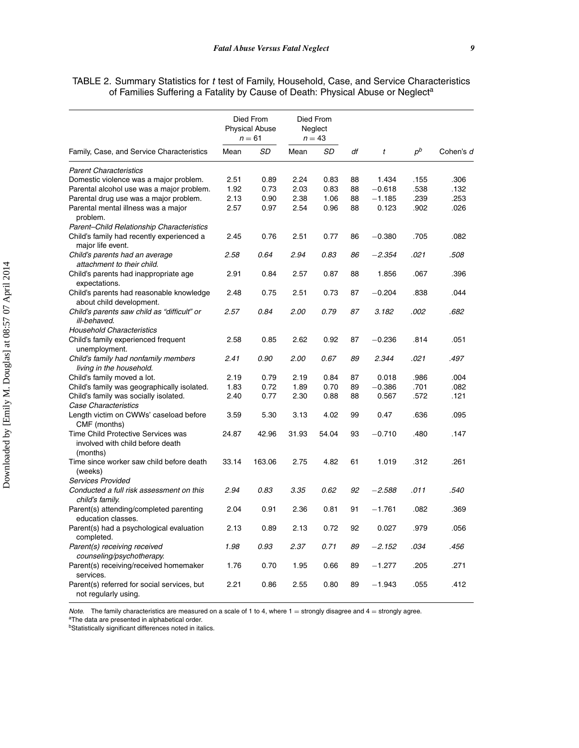TABLE 2. Summary Statistics for *t* test of Family, Household, Case, and Service Characteristics of Families Suffering a Fatality by Cause of Death: Physical Abuse or Neglect[a]

| Family, Case, and Service Characteristics | Died From Physical Abuse $n = 61$ | | Died From Neglect $n = 43$ | | | | | |
|---|---|---|---|---|---|---|---|---|
| | Mean | *SD* | Mean | *SD* | *df* | *t* | $p^b$ | Cohen's *d* |
| *Parent Characteristics* | | | | | | | | |
| Domestic violence was a major problem. | 2.51 | 0.89 | 2.24 | 0.83 | 88 | 1.434 | .155 | .306 |
| Parental alcohol use was a major problem. | 1.92 | 0.73 | 2.03 | 0.83 | 88 | −0.618 | .538 | .132 |
| Parental drug use was a major problem. | 2.13 | 0.90 | 2.38 | 1.06 | 88 | −1.185 | .239 | .253 |
| Parental mental illness was a major problem. | 2.57 | 0.97 | 2.54 | 0.96 | 88 | 0.123 | .902 | .026 |
| *Parent–Child Relationship Characteristics* | | | | | | | | |
| Child's family had recently experienced a major life event. | 2.45 | 0.76 | 2.51 | 0.77 | 86 | −0.380 | .705 | .082 |
| *Child's parents had an average attachment to their child.* | *2.58* | *0.64* | *2.94* | *0.83* | *86* | *−2.354* | *.021* | *.508* |
| Child's parents had inappropriate age expectations. | 2.91 | 0.84 | 2.57 | 0.87 | 88 | 1.856 | .067 | .396 |
| Child's parents had reasonable knowledge about child development. | 2.48 | 0.75 | 2.51 | 0.73 | 87 | −0.204 | .838 | .044 |
| *Child's parents saw child as "difficult" or ill-behaved.* | *2.57* | *0.84* | *2.00* | *0.79* | *87* | *3.182* | *.002* | *.682* |
| *Household Characteristics* | | | | | | | | |
| Child's family experienced frequent unemployment. | 2.58 | 0.85 | 2.62 | 0.92 | 87 | −0.236 | .814 | .051 |
| *Child's family had nonfamily members living in the household.* | *2.41* | *0.90* | *2.00* | *0.67* | *89* | *2.344* | *.021* | *.497* |
| Child's family moved a lot. | 2.19 | 0.79 | 2.19 | 0.84 | 87 | 0.018 | .986 | .004 |
| Child's family was geographically isolated. | 1.83 | 0.72 | 1.89 | 0.70 | 89 | −0.386 | .701 | .082 |
| Child's family was socially isolated. | 2.40 | 0.77 | 2.30 | 0.88 | 88 | 0.567 | .572 | .121 |
| *Case Characteristics* | | | | | | | | |
| Length victim on CWWs' caseload before CMF (months) | 3.59 | 5.30 | 3.13 | 4.02 | 99 | 0.47 | .636 | .095 |
| Time Child Protective Services was involved with child before death (months) | 24.87 | 42.96 | 31.93 | 54.04 | 93 | −0.710 | .480 | .147 |
| Time since worker saw child before death (weeks) | 33.14 | 163.06 | 2.75 | 4.82 | 61 | 1.019 | .312 | .261 |
| *Services Provided* | | | | | | | | |
| *Conducted a full risk assessment on this child's family.* | *2.94* | *0.83* | *3.35* | *0.62* | *92* | *−2.588* | *.011* | *.540* |
| Parent(s) attending/completed parenting education classes. | 2.04 | 0.91 | 2.36 | 0.81 | 91 | −1.761 | .082 | .369 |
| Parent(s) had a psychological evaluation completed. | 2.13 | 0.89 | 2.13 | 0.72 | 92 | 0.027 | .979 | .056 |
| *Parent(s) receiving received counseling/psychotherapy.* | *1.98* | *0.93* | *2.37* | *0.71* | *89* | *−2.152* | *.034* | *.456* |
| Parent(s) receiving/received homemaker services. | 1.76 | 0.70 | 1.95 | 0.66 | 89 | −1.277 | .205 | .271 |
| Parent(s) referred for social services, but not regularly using. | 2.21 | 0.86 | 2.55 | 0.80 | 89 | −1.943 | .055 | .412 |

*Note.* The family characteristics are measured on a scale of 1 to 4, where 1 = strongly disagree and 4 = strongly agree.
[a]The data are presented in alphabetical order.
[b]Statistically significant differences noted in italics.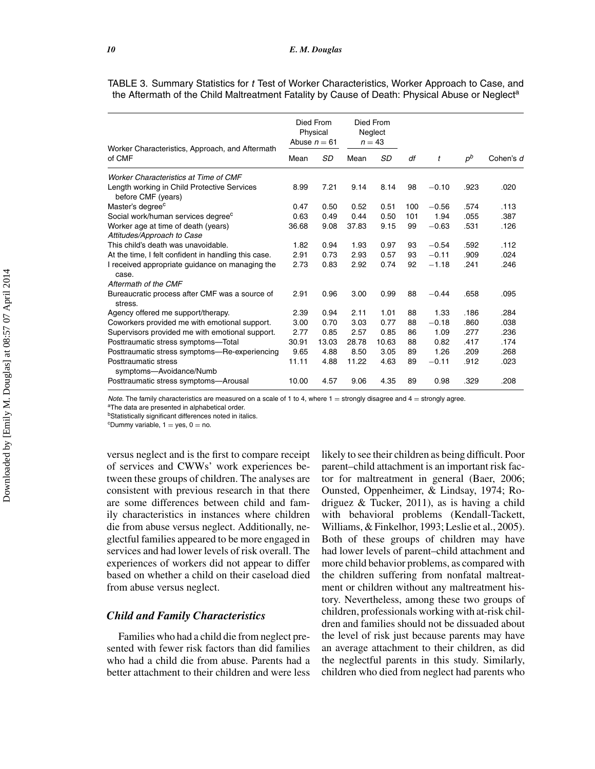TABLE 3. Summary Statistics for *t* Test of Worker Characteristics, Worker Approach to Case, and the Aftermath of the Child Maltreatment Fatality by Cause of Death: Physical Abuse or Neglect[a]

| Worker Characteristics, Approach, and Aftermath of CMF | Died From Physical Abuse $n = 61$ | | Died From Neglect $n = 43$ | | | | | |
|---|---|---|---|---|---|---|---|---|
| | Mean | *SD* | Mean | *SD* | *df* | *t* | $p^b$ | Cohen's *d* |
| *Worker Characteristics at Time of CMF* | | | | | | | | |
| Length working in Child Protective Services before CMF (years) | 8.99 | 7.21 | 9.14 | 8.14 | 98 | −0.10 | .923 | .020 |
| Master's degree[c] | 0.47 | 0.50 | 0.52 | 0.51 | 100 | −0.56 | .574 | .113 |
| Social work/human services degree[c] | 0.63 | 0.49 | 0.44 | 0.50 | 101 | 1.94 | .055 | .387 |
| Worker age at time of death (years) | 36.68 | 9.08 | 37.83 | 9.15 | 99 | −0.63 | .531 | .126 |
| *Attitudes/Approach to Case* | | | | | | | | |
| This child's death was unavoidable. | 1.82 | 0.94 | 1.93 | 0.97 | 93 | −0.54 | .592 | .112 |
| At the time, I felt confident in handling this case. | 2.91 | 0.73 | 2.93 | 0.57 | 93 | −0.11 | .909 | .024 |
| I received appropriate guidance on managing the case. | 2.73 | 0.83 | 2.92 | 0.74 | 92 | −1.18 | .241 | .246 |
| *Aftermath of the CMF* | | | | | | | | |
| Bureaucratic process after CMF was a source of stress. | 2.91 | 0.96 | 3.00 | 0.99 | 88 | −0.44 | .658 | .095 |
| Agency offered me support/therapy. | 2.39 | 0.94 | 2.11 | 1.01 | 88 | 1.33 | .186 | .284 |
| Coworkers provided me with emotional support. | 3.00 | 0.70 | 3.03 | 0.77 | 88 | −0.18 | .860 | .038 |
| Supervisors provided me with emotional support. | 2.77 | 0.85 | 2.57 | 0.85 | 86 | 1.09 | .277 | .236 |
| Posttraumatic stress symptoms—Total | 30.91 | 13.03 | 28.78 | 10.63 | 88 | 0.82 | .417 | .174 |
| Posttraumatic stress symptoms—Re-experiencing | 9.65 | 4.88 | 8.50 | 3.05 | 89 | 1.26 | .209 | .268 |
| Posttraumatic stress symptoms—Avoidance/Numb | 11.11 | 4.88 | 11.22 | 4.63 | 89 | −0.11 | .912 | .023 |
| Posttraumatic stress symptoms—Arousal | 10.00 | 4.57 | 9.06 | 4.35 | 89 | 0.98 | .329 | .208 |

*Note.* The family characteristics are measured on a scale of 1 to 4, where 1 = strongly disagree and 4 = strongly agree.
[a]The data are presented in alphabetical order.
[b]Statistically significant differences noted in italics.
[c]Dummy variable, 1 = yes, 0 = no.

versus neglect and is the first to compare receipt of services and CWWs' work experiences between these groups of children. The analyses are consistent with previous research in that there are some differences between child and family characteristics in instances where children die from abuse versus neglect. Additionally, neglectful families appeared to be more engaged in services and had lower levels of risk overall. The experiences of workers did not appear to differ based on whether a child on their caseload died from abuse versus neglect.

### *Child and Family Characteristics*

Families who had a child die from neglect presented with fewer risk factors than did families who had a child die from abuse. Parents had a better attachment to their children and were less likely to see their children as being difficult. Poor parent–child attachment is an important risk factor for maltreatment in general (Baer, 2006; Ounsted, Oppenheimer, & Lindsay, 1974; Rodriguez & Tucker, 2011), as is having a child with behavioral problems (Kendall-Tackett, Williams, & Finkelhor, 1993; Leslie et al., 2005). Both of these groups of children may have had lower levels of parent–child attachment and more child behavior problems, as compared with the children suffering from nonfatal maltreatment or children without any maltreatment history. Nevertheless, among these two groups of children, professionals working with at-risk children and families should not be dissuaded about the level of risk just because parents may have an average attachment to their children, as did the neglectful parents in this study. Similarly, children who died from neglect had parents who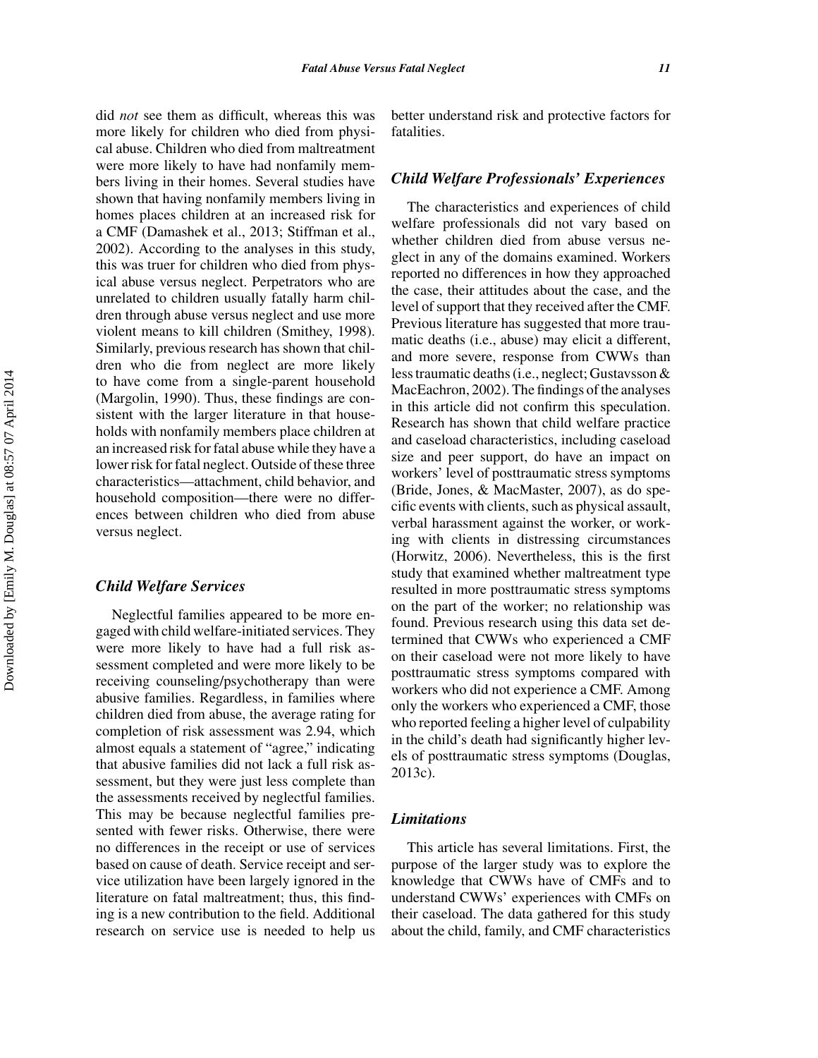did *not* see them as difficult, whereas this was more likely for children who died from physical abuse. Children who died from maltreatment were more likely to have had nonfamily members living in their homes. Several studies have shown that having nonfamily members living in homes places children at an increased risk for a CMF (Damashek et al., 2013; Stiffman et al., 2002). According to the analyses in this study, this was truer for children who died from physical abuse versus neglect. Perpetrators who are unrelated to children usually fatally harm children through abuse versus neglect and use more violent means to kill children (Smithey, 1998). Similarly, previous research has shown that children who die from neglect are more likely to have come from a single-parent household (Margolin, 1990). Thus, these findings are consistent with the larger literature in that households with nonfamily members place children at an increased risk for fatal abuse while they have a lower risk for fatal neglect. Outside of these three characteristics—attachment, child behavior, and household composition—there were no differences between children who died from abuse versus neglect.

### *Child Welfare Services*

Neglectful families appeared to be more engaged with child welfare-initiated services. They were more likely to have had a full risk assessment completed and were more likely to be receiving counseling/psychotherapy than were abusive families. Regardless, in families where children died from abuse, the average rating for completion of risk assessment was 2.94, which almost equals a statement of "agree," indicating that abusive families did not lack a full risk assessment, but they were just less complete than the assessments received by neglectful families. This may be because neglectful families presented with fewer risks. Otherwise, there were no differences in the receipt or use of services based on cause of death. Service receipt and service utilization have been largely ignored in the literature on fatal maltreatment; thus, this finding is a new contribution to the field. Additional research on service use is needed to help us better understand risk and protective factors for fatalities.

### *Child Welfare Professionals' Experiences*

The characteristics and experiences of child welfare professionals did not vary based on whether children died from abuse versus neglect in any of the domains examined. Workers reported no differences in how they approached the case, their attitudes about the case, and the level of support that they received after the CMF. Previous literature has suggested that more traumatic deaths (i.e., abuse) may elicit a different, and more severe, response from CWWs than less traumatic deaths (i.e., neglect; Gustavsson & MacEachron, 2002). The findings of the analyses in this article did not confirm this speculation. Research has shown that child welfare practice and caseload characteristics, including caseload size and peer support, do have an impact on workers' level of posttraumatic stress symptoms (Bride, Jones, & MacMaster, 2007), as do specific events with clients, such as physical assault, verbal harassment against the worker, or working with clients in distressing circumstances (Horwitz, 2006). Nevertheless, this is the first study that examined whether maltreatment type resulted in more posttraumatic stress symptoms on the part of the worker; no relationship was found. Previous research using this data set determined that CWWs who experienced a CMF on their caseload were not more likely to have posttraumatic stress symptoms compared with workers who did not experience a CMF. Among only the workers who experienced a CMF, those who reported feeling a higher level of culpability in the child's death had significantly higher levels of posttraumatic stress symptoms (Douglas, 2013c).

### *Limitations*

This article has several limitations. First, the purpose of the larger study was to explore the knowledge that CWWs have of CMFs and to understand CWWs' experiences with CMFs on their caseload. The data gathered for this study about the child, family, and CMF characteristics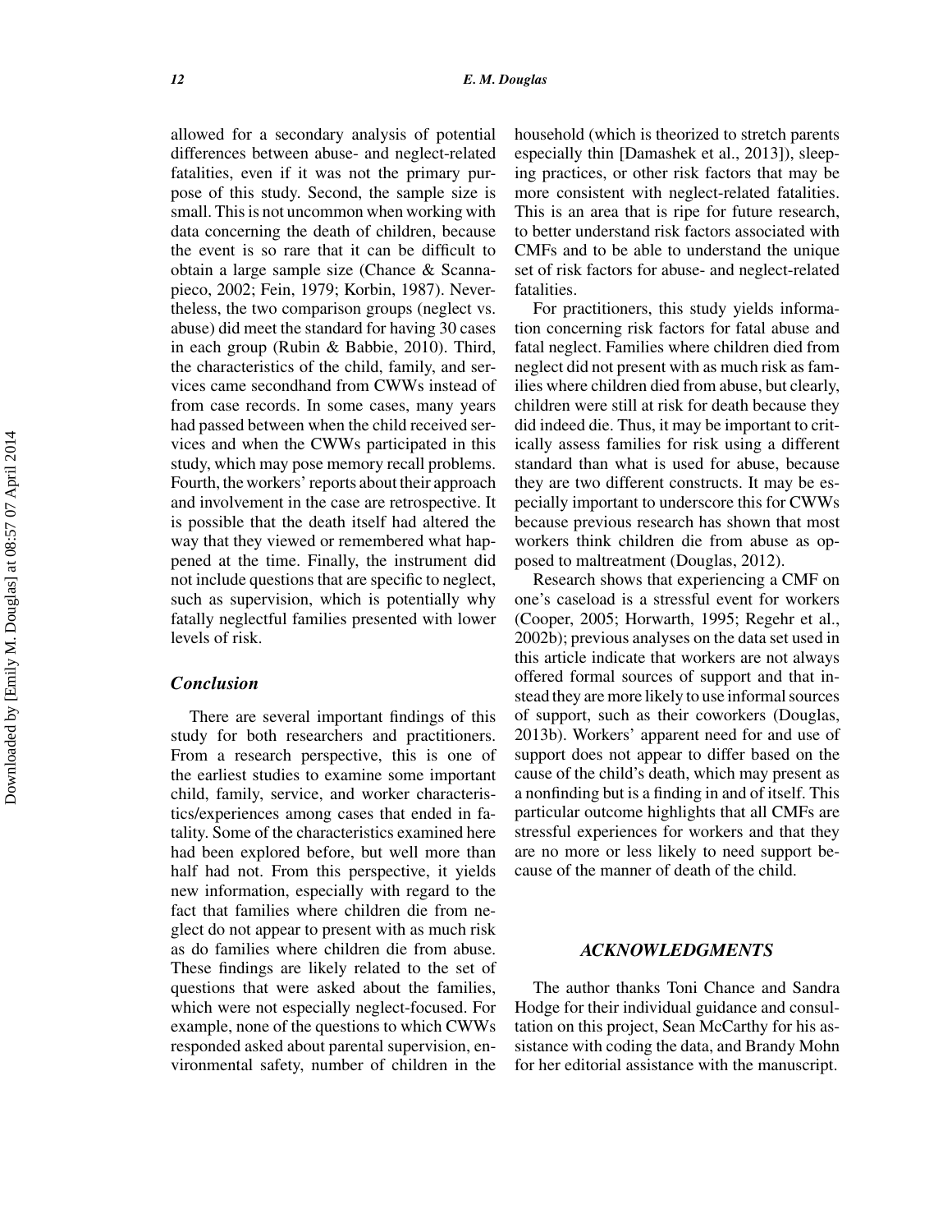allowed for a secondary analysis of potential differences between abuse- and neglect-related fatalities, even if it was not the primary purpose of this study. Second, the sample size is small. This is not uncommon when working with data concerning the death of children, because the event is so rare that it can be difficult to obtain a large sample size (Chance & Scannapieco, 2002; Fein, 1979; Korbin, 1987). Nevertheless, the two comparison groups (neglect vs. abuse) did meet the standard for having 30 cases in each group (Rubin & Babbie, 2010). Third, the characteristics of the child, family, and services came secondhand from CWWs instead of from case records. In some cases, many years had passed between when the child received services and when the CWWs participated in this study, which may pose memory recall problems. Fourth, the workers' reports about their approach and involvement in the case are retrospective. It is possible that the death itself had altered the way that they viewed or remembered what happened at the time. Finally, the instrument did not include questions that are specific to neglect, such as supervision, which is potentially why fatally neglectful families presented with lower levels of risk.

## *Conclusion*

There are several important findings of this study for both researchers and practitioners. From a research perspective, this is one of the earliest studies to examine some important child, family, service, and worker characteristics/experiences among cases that ended in fatality. Some of the characteristics examined here had been explored before, but well more than half had not. From this perspective, it yields new information, especially with regard to the fact that families where children die from neglect do not appear to present with as much risk as do families where children die from abuse. These findings are likely related to the set of questions that were asked about the families, which were not especially neglect-focused. For example, none of the questions to which CWWs responded asked about parental supervision, environmental safety, number of children in the household (which is theorized to stretch parents especially thin [Damashek et al., 2013]), sleeping practices, or other risk factors that may be more consistent with neglect-related fatalities. This is an area that is ripe for future research, to better understand risk factors associated with CMFs and to be able to understand the unique set of risk factors for abuse- and neglect-related fatalities.

For practitioners, this study yields information concerning risk factors for fatal abuse and fatal neglect. Families where children died from neglect did not present with as much risk as families where children died from abuse, but clearly, children were still at risk for death because they did indeed die. Thus, it may be important to critically assess families for risk using a different standard than what is used for abuse, because they are two different constructs. It may be especially important to underscore this for CWWs because previous research has shown that most workers think children die from abuse as opposed to maltreatment (Douglas, 2012).

Research shows that experiencing a CMF on one's caseload is a stressful event for workers (Cooper, 2005; Horwarth, 1995; Regehr et al., 2002b); previous analyses on the data set used in this article indicate that workers are not always offered formal sources of support and that instead they are more likely to use informal sources of support, such as their coworkers (Douglas, 2013b). Workers' apparent need for and use of support does not appear to differ based on the cause of the child's death, which may present as a nonfinding but is a finding in and of itself. This particular outcome highlights that all CMFs are stressful experiences for workers and that they are no more or less likely to need support because of the manner of death of the child.

## *ACKNOWLEDGMENTS*

The author thanks Toni Chance and Sandra Hodge for their individual guidance and consultation on this project, Sean McCarthy for his assistance with coding the data, and Brandy Mohn for her editorial assistance with the manuscript.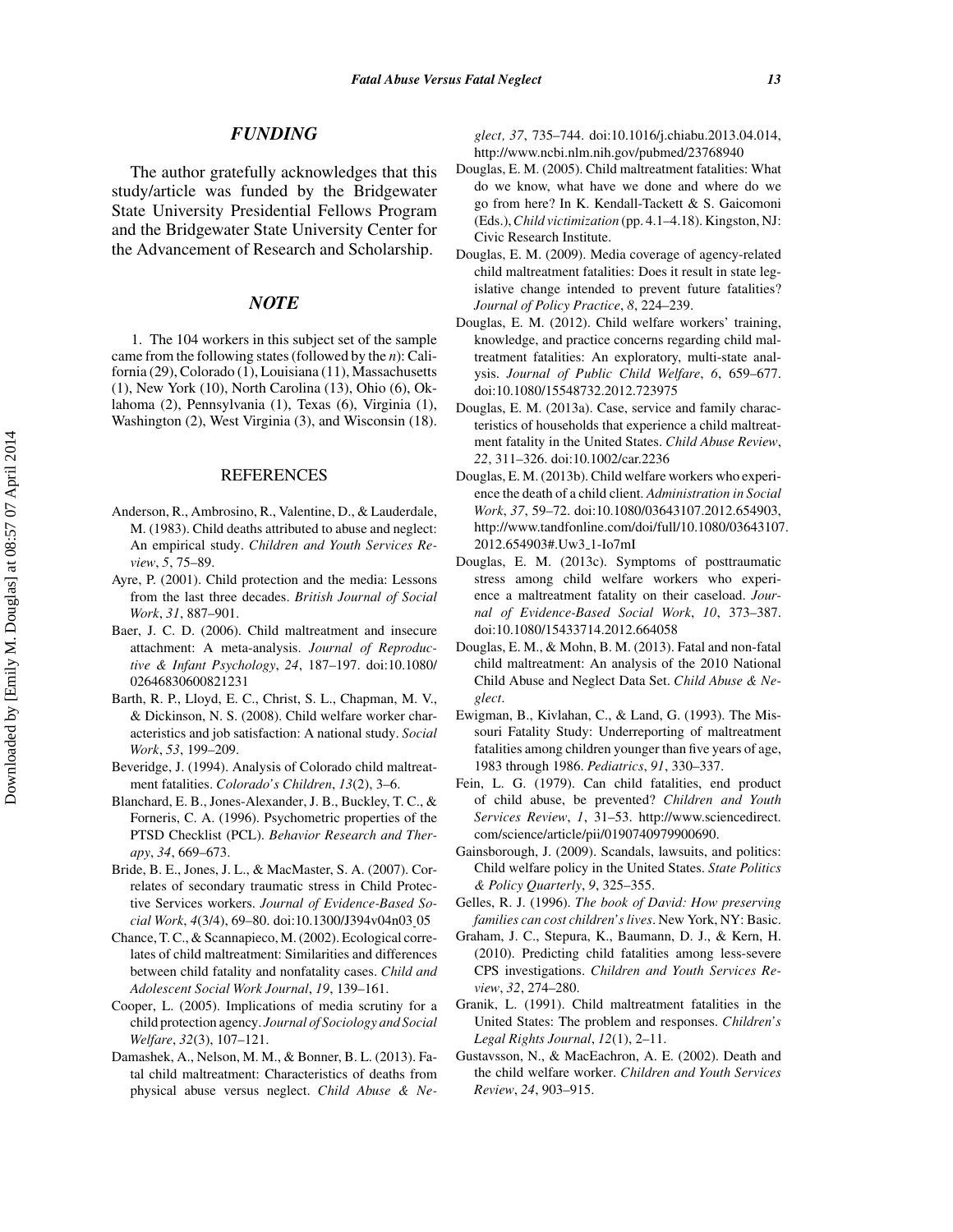## FUNDING

The author gratefully acknowledges that this study/article was funded by the Bridgewater State University Presidential Fellows Program and the Bridgewater State University Center for the Advancement of Research and Scholarship.

## NOTE

1. The 104 workers in this subject set of the sample came from the following states (followed by the *n*): California (29), Colorado (1), Louisiana (11), Massachusetts (1), New York (10), North Carolina (13), Ohio (6), Oklahoma (2), Pennsylvania (1), Texas (6), Virginia (1), Washington (2), West Virginia (3), and Wisconsin (18).

## REFERENCES

Anderson, R., Ambrosino, R., Valentine, D., & Lauderdale, M. (1983). Child deaths attributed to abuse and neglect: An empirical study. *Children and Youth Services Review*, *5*, 75–89.

Ayre, P. (2001). Child protection and the media: Lessons from the last three decades. *British Journal of Social Work*, *31*, 887–901.

Baer, J. C. D. (2006). Child maltreatment and insecure attachment: A meta-analysis. *Journal of Reproductive & Infant Psychology*, *24*, 187–197. doi:10.1080/02646830600821231

Barth, R. P., Lloyd, E. C., Christ, S. L., Chapman, M. V., & Dickinson, N. S. (2008). Child welfare worker characteristics and job satisfaction: A national study. *Social Work*, *53*, 199–209.

Beveridge, J. (1994). Analysis of Colorado child maltreatment fatalities. *Colorado's Children*, *13*(2), 3–6.

Blanchard, E. B., Jones-Alexander, J. B., Buckley, T. C., & Forneris, C. A. (1996). Psychometric properties of the PTSD Checklist (PCL). *Behavior Research and Therapy*, *34*, 669–673.

Bride, B. E., Jones, J. L., & MacMaster, S. A. (2007). Correlates of secondary traumatic stress in Child Protective Services workers. *Journal of Evidence-Based Social Work*, *4*(3/4), 69–80. doi:10.1300/J394v04n03_05

Chance, T. C., & Scannapieco, M. (2002). Ecological correlates of child maltreatment: Similarities and differences between child fatality and nonfatality cases. *Child and Adolescent Social Work Journal*, *19*, 139–161.

Cooper, L. (2005). Implications of media scrutiny for a child protection agency. *Journal of Sociology and Social Welfare*, *32*(3), 107–121.

Damashek, A., Nelson, M. M., & Bonner, B. L. (2013). Fatal child maltreatment: Characteristics of deaths from physical abuse versus neglect. *Child Abuse & Neglect, 37*, 735–744. doi:10.1016/j.chiabu.2013.04.014, http://www.ncbi.nlm.nih.gov/pubmed/23768940

Douglas, E. M. (2005). Child maltreatment fatalities: What do we know, what have we done and where do we go from here? In K. Kendall-Tackett & S. Gaicomoni (Eds.), *Child victimization* (pp. 4.1–4.18). Kingston, NJ: Civic Research Institute.

Douglas, E. M. (2009). Media coverage of agency-related child maltreatment fatalities: Does it result in state legislative change intended to prevent future fatalities? *Journal of Policy Practice*, *8*, 224–239.

Douglas, E. M. (2012). Child welfare workers' training, knowledge, and practice concerns regarding child maltreatment fatalities: An exploratory, multi-state analysis. *Journal of Public Child Welfare*, *6*, 659–677. doi:10.1080/15548732.2012.723975

Douglas, E. M. (2013a). Case, service and family characteristics of households that experience a child maltreatment fatality in the United States. *Child Abuse Review*, *22*, 311–326. doi:10.1002/car.2236

Douglas, E. M. (2013b). Child welfare workers who experience the death of a child client. *Administration in Social Work*, *37*, 59–72. doi:10.1080/03643107.2012.654903, http://www.tandfonline.com/doi/full/10.1080/03643107.2012.654903#.Uw3_1-Io7mI

Douglas, E. M. (2013c). Symptoms of posttraumatic stress among child welfare workers who experience a maltreatment fatality on their caseload. *Journal of Evidence-Based Social Work*, *10*, 373–387. doi:10.1080/15433714.2012.664058

Douglas, E. M., & Mohn, B. M. (2013). Fatal and non-fatal child maltreatment: An analysis of the 2010 National Child Abuse and Neglect Data Set. *Child Abuse & Neglect*.

Ewigman, B., Kivlahan, C., & Land, G. (1993). The Missouri Fatality Study: Underreporting of maltreatment fatalities among children younger than five years of age, 1983 through 1986. *Pediatrics*, *91*, 330–337.

Fein, L. G. (1979). Can child fatalities, end product of child abuse, be prevented? *Children and Youth Services Review*, *1*, 31–53. http://www.sciencedirect.com/science/article/pii/0190740979900690.

Gainsborough, J. (2009). Scandals, lawsuits, and politics: Child welfare policy in the United States. *State Politics & Policy Quarterly*, *9*, 325–355.

Gelles, R. J. (1996). *The book of David: How preserving families can cost children's lives*. New York, NY: Basic.

Graham, J. C., Stepura, K., Baumann, D. J., & Kern, H. (2010). Predicting child fatalities among less-severe CPS investigations. *Children and Youth Services Review*, *32*, 274–280.

Granik, L. (1991). Child maltreatment fatalities in the United States: The problem and responses. *Children's Legal Rights Journal*, *12*(1), 2–11.

Gustavsson, N., & MacEachron, A. E. (2002). Death and the child welfare worker. *Children and Youth Services Review*, *24*, 903–915.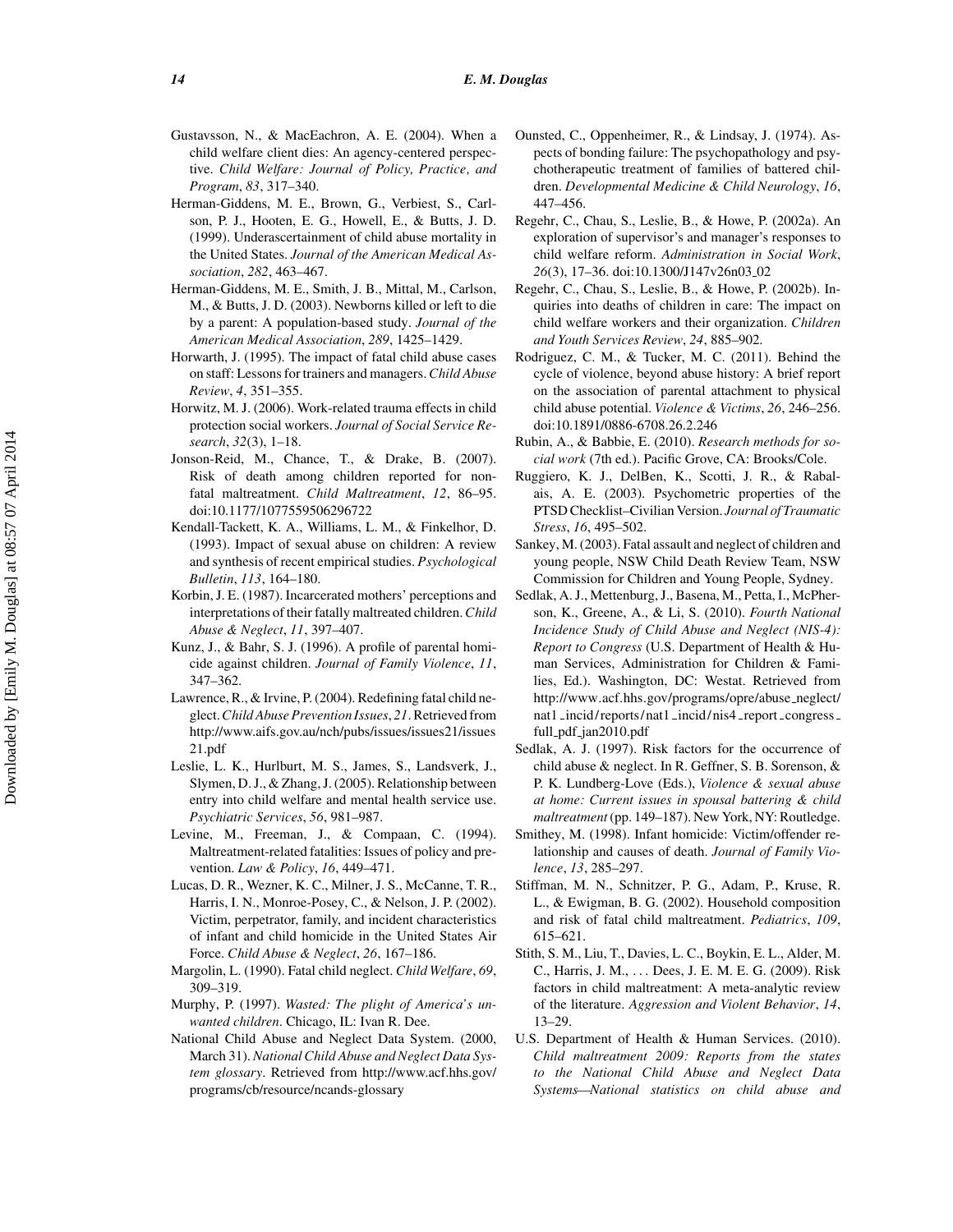Gustavsson, N., & MacEachron, A. E. (2004). When a child welfare client dies: An agency-centered perspective. *Child Welfare: Journal of Policy, Practice, and Program*, *83*, 317–340.

Herman-Giddens, M. E., Brown, G., Verbiest, S., Carlson, P. J., Hooten, E. G., Howell, E., & Butts, J. D. (1999). Underascertainment of child abuse mortality in the United States. *Journal of the American Medical Association*, *282*, 463–467.

Herman-Giddens, M. E., Smith, J. B., Mittal, M., Carlson, M., & Butts, J. D. (2003). Newborns killed or left to die by a parent: A population-based study. *Journal of the American Medical Association*, *289*, 1425–1429.

Horwarth, J. (1995). The impact of fatal child abuse cases on staff: Lessons for trainers and managers. *Child Abuse Review*, *4*, 351–355.

Horwitz, M. J. (2006). Work-related trauma effects in child protection social workers. *Journal of Social Service Research*, *32*(3), 1–18.

Jonson-Reid, M., Chance, T., & Drake, B. (2007). Risk of death among children reported for nonfatal maltreatment. *Child Maltreatment*, *12*, 86–95. doi:10.1177/1077559506296722

Kendall-Tackett, K. A., Williams, L. M., & Finkelhor, D. (1993). Impact of sexual abuse on children: A review and synthesis of recent empirical studies. *Psychological Bulletin*, *113*, 164–180.

Korbin, J. E. (1987). Incarcerated mothers' perceptions and interpretations of their fatally maltreated children. *Child Abuse & Neglect*, *11*, 397–407.

Kunz, J., & Bahr, S. J. (1996). A profile of parental homicide against children. *Journal of Family Violence*, *11*, 347–362.

Lawrence, R., & Irvine, P. (2004). Redefining fatal child neglect. *Child Abuse Prevention Issues*, *21*. Retrieved from http://www.aifs.gov.au/nch/pubs/issues/issues21/issues21.pdf

Leslie, L. K., Hurlburt, M. S., James, S., Landsverk, J., Slymen, D. J., & Zhang, J. (2005). Relationship between entry into child welfare and mental health service use. *Psychiatric Services*, *56*, 981–987.

Levine, M., Freeman, J., & Compaan, C. (1994). Maltreatment-related fatalities: Issues of policy and prevention. *Law & Policy*, *16*, 449–471.

Lucas, D. R., Wezner, K. C., Milner, J. S., McCanne, T. R., Harris, I. N., Monroe-Posey, C., & Nelson, J. P. (2002). Victim, perpetrator, family, and incident characteristics of infant and child homicide in the United States Air Force. *Child Abuse & Neglect*, *26*, 167–186.

Margolin, L. (1990). Fatal child neglect. *Child Welfare*, *69*, 309–319.

Murphy, P. (1997). *Wasted: The plight of America's unwanted children*. Chicago, IL: Ivan R. Dee.

National Child Abuse and Neglect Data System. (2000, March 31). *National Child Abuse and Neglect Data System glossary*. Retrieved from http://www.acf.hhs.gov/programs/cb/resource/ncands-glossary

Ounsted, C., Oppenheimer, R., & Lindsay, J. (1974). Aspects of bonding failure: The psychopathology and psychotherapeutic treatment of families of battered children. *Developmental Medicine & Child Neurology*, *16*, 447–456.

Regehr, C., Chau, S., Leslie, B., & Howe, P. (2002a). An exploration of supervisor's and manager's responses to child welfare reform. *Administration in Social Work*, *26*(3), 17–36. doi:10.1300/J147v26n03_02

Regehr, C., Chau, S., Leslie, B., & Howe, P. (2002b). Inquiries into deaths of children in care: The impact on child welfare workers and their organization. *Children and Youth Services Review*, *24*, 885–902.

Rodriguez, C. M., & Tucker, M. C. (2011). Behind the cycle of violence, beyond abuse history: A brief report on the association of parental attachment to physical child abuse potential. *Violence & Victims*, *26*, 246–256. doi:10.1891/0886-6708.26.2.246

Rubin, A., & Babbie, E. (2010). *Research methods for social work* (7th ed.). Pacific Grove, CA: Brooks/Cole.

Ruggiero, K. J., DelBen, K., Scotti, J. R., & Rabalais, A. E. (2003). Psychometric properties of the PTSD Checklist–Civilian Version. *Journal of Traumatic Stress*, *16*, 495–502.

Sankey, M. (2003). Fatal assault and neglect of children and young people, NSW Child Death Review Team, NSW Commission for Children and Young People, Sydney.

Sedlak, A. J., Mettenburg, J., Basena, M., Petta, I., McPherson, K., Greene, A., & Li, S. (2010). *Fourth National Incidence Study of Child Abuse and Neglect (NIS-4): Report to Congress* (U.S. Department of Health & Human Services, Administration for Children & Families, Ed.). Washington, DC: Westat. Retrieved from http://www.acf.hhs.gov/programs/opre/abuse_neglect/nat1_incid/reports/nat1_incid/nis4_report_congress_full_pdf_jan2010.pdf

Sedlak, A. J. (1997). Risk factors for the occurrence of child abuse & neglect. In R. Geffner, S. B. Sorenson, & P. K. Lundberg-Love (Eds.), *Violence & sexual abuse at home: Current issues in spousal battering & child maltreatment* (pp. 149–187). New York, NY: Routledge.

Smithey, M. (1998). Infant homicide: Victim/offender relationship and causes of death. *Journal of Family Violence*, *13*, 285–297.

Stiffman, M. N., Schnitzer, P. G., Adam, P., Kruse, R. L., & Ewigman, B. G. (2002). Household composition and risk of fatal child maltreatment. *Pediatrics*, *109*, 615–621.

Stith, S. M., Liu, T., Davies, L. C., Boykin, E. L., Alder, M. C., Harris, J. M., . . . Dees, J. E. M. E. G. (2009). Risk factors in child maltreatment: A meta-analytic review of the literature. *Aggression and Violent Behavior*, *14*, 13–29.

U.S. Department of Health & Human Services. (2010). *Child maltreatment 2009: Reports from the states to the National Child Abuse and Neglect Data Systems—National statistics on child abuse and*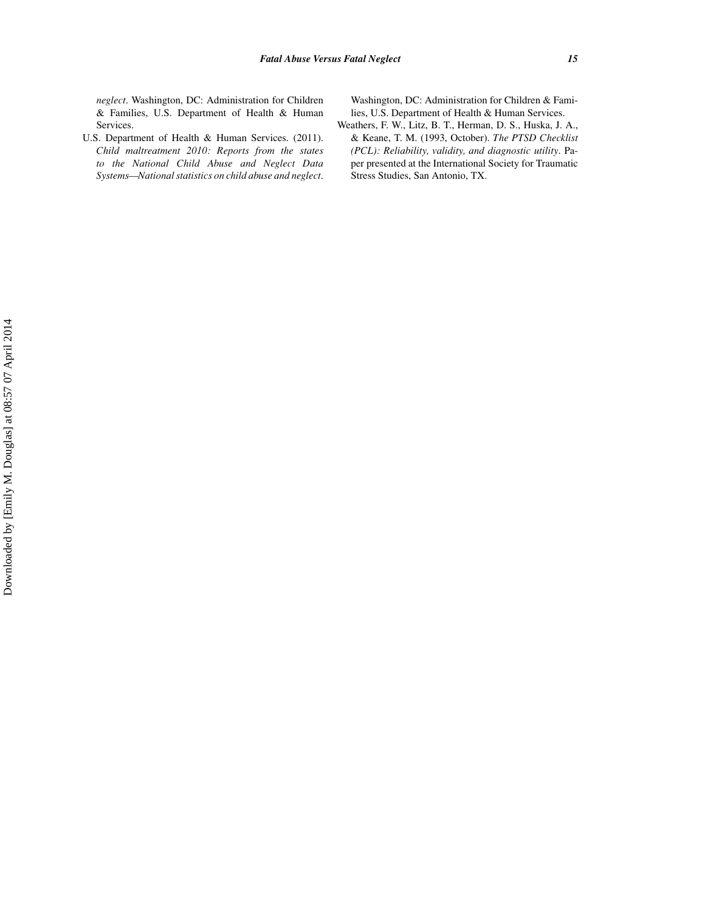*neglect*. Washington, DC: Administration for Children & Families, U.S. Department of Health & Human Services.

U.S. Department of Health & Human Services. (2011). *Child maltreatment 2010: Reports from the states to the National Child Abuse and Neglect Data Systems—National statistics on child abuse and neglect*. Washington, DC: Administration for Children & Families, U.S. Department of Health & Human Services.

Weathers, F. W., Litz, B. T., Herman, D. S., Huska, J. A., & Keane, T. M. (1993, October). *The PTSD Checklist (PCL): Reliability, validity, and diagnostic utility*. Paper presented at the International Society for Traumatic Stress Studies, San Antonio, TX.